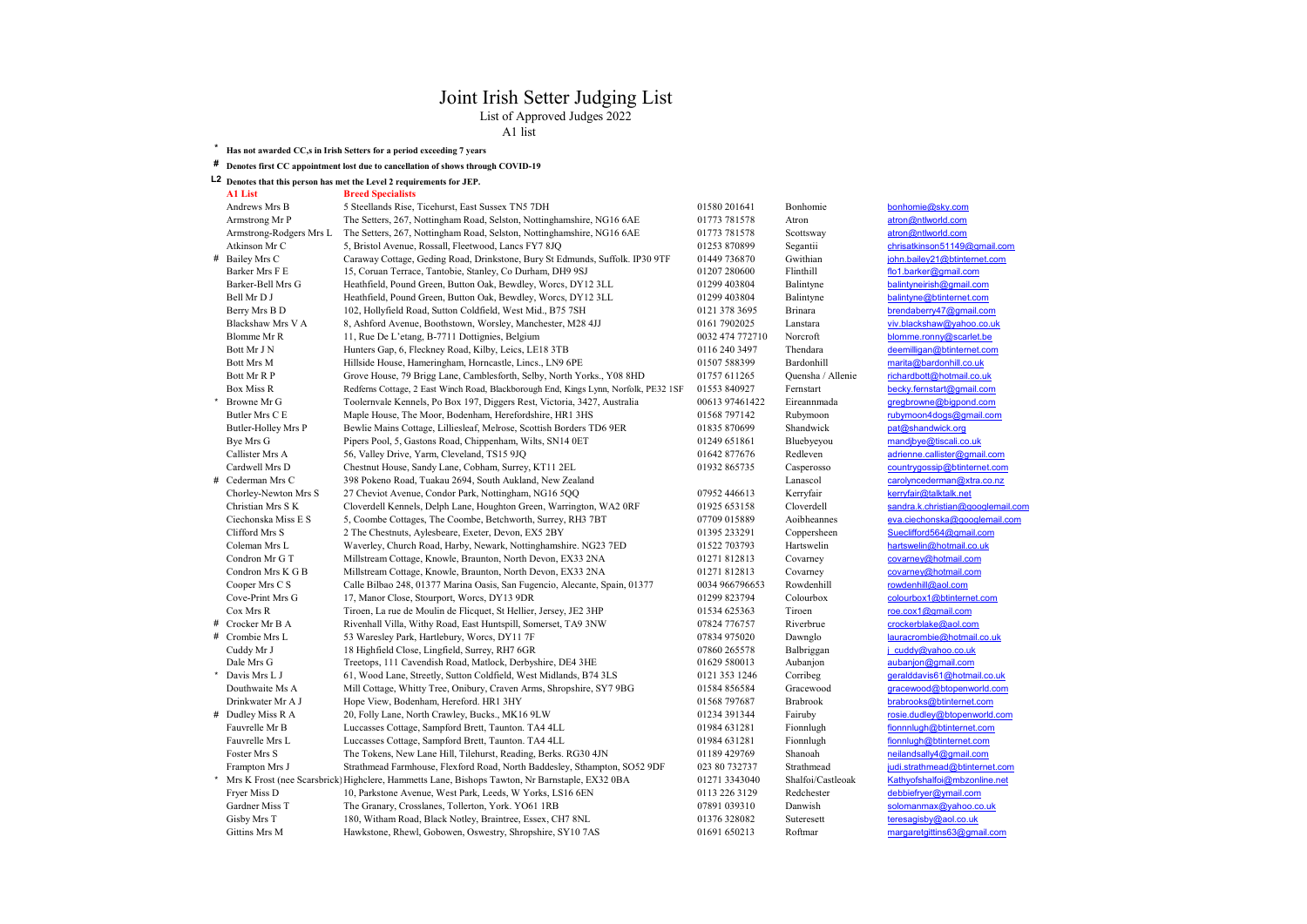# Joint Irish Setter Judging List

List of Approved Judges 2022

A1 list

\* **Has not awarded CC,s in Irish Setters for a period exceeding 7 years**

\# **Denotes first CC appointment lost due to cancellation of shows through COVID-19**

L2 **Denotes that this person has met the Level 2 requirements for JEP.**

| | A1 List | Breed Specialists | | | |
|---|---|---|---|---|---|
| | Andrews Mrs B | 5 Steellands Rise, Ticehurst, East Sussex TN5 7DH | 01580 201641 | Bonhomie | bonhomie@sky.com |
| | Armstrong Mr P | The Setters, 267, Nottingham Road, Selston, Nottinghamshire, NG16 6AE | 01773 781578 | Atron | atron@ntlworld.com |
| | Armstrong-Rodgers Mrs L | The Setters, 267, Nottingham Road, Selston, Nottinghamshire, NG16 6AE | 01773 781578 | Scottsway | atron@ntlworld.com |
| | Atkinson Mr C | 5, Bristol Avenue, Rossall, Fleetwood, Lancs FY7 8JQ | 01253 870899 | Segantii | chrisatkinson51149@gmail.com |
| # | Bailey Mrs C | Caraway Cottage, Geding Road, Drinkstone, Bury St Edmunds, Suffolk. IP30 9TF | 01449 736870 | Gwithian | john.bailey21@btinternet.com |
| | Barker Mrs F E | 15, Coruan Terrace, Tantobie, Stanley, Co Durham, DH9 9SJ | 01207 280600 | Flinthill | flo1.barker@gmail.com |
| | Barker-Bell Mrs G | Heathfield, Pound Green, Button Oak, Bewdley, Worcs, DY12 3LL | 01299 403804 | Balintyne | balintyneirish@gmail.com |
| | Bell Mr D J | Heathfield, Pound Green, Button Oak, Bewdley, Worcs, DY12 3LL | 01299 403804 | Balintyne | balintyne@btinternet.com |
| | Berry Mrs B D | 102, Hollyfield Road, Sutton Coldfield, West Mid., B75 7SH | 0121 378 3695 | Brinara | brendaberry47@gmail.com |
| | Blackshaw Mrs V A | 8, Ashford Avenue, Boothstown, Worsley, Manchester, M28 4JJ | 0161 7902025 | Lanstara | viv.blackshaw@yahoo.co.uk |
| | Blomme Mr R | 11, Rue De L'etang, B-7711 Dottignies, Belgium | 0032 474 772710 | Norcroft | blomme.ronny@scarlet.be |
| | Bott Mr J N | Hunters Gap, 6, Fleckney Road, Kilby, Leics, LE18 3TB | 0116 240 3497 | Thendara | deemilligan@btinternet.com |
| | Bott Mrs M | Hillside House, Hameringham, Horncastle, Lincs., LN9 6PE | 01507 588399 | Bardonhill | marita@bardonhill.co.uk |
| | Bott Mr R P | Grove House, 79 Brigg Lane, Camblesforth, Selby, North Yorks., Y08 8HD | 01757 611265 | Quensha / Allenie | richardbott@hotmail.co.uk |
| | Box Miss R | Redferns Cottage, 2 East Winch Road, Blackborough End, Kings Lynn, Norfolk, PE32 1SF | 01553 840927 | Fernstart | becky.fernstart@gmail.com |
| * | Browne Mr G | Toolernvale Kennels, Po Box 197, Diggers Rest, Victoria, 3427, Australia | 00613 97461422 | Eireannmada | gregbrowne@bigpond.com |
| | Butler Mrs C E | Maple House, The Moor, Bodenham, Herefordshire, HR1 3HS | 01568 797142 | Rubymoon | rubymoon4dogs@gmail.com |
| | Butler-Holley Mrs P | Bewlie Mains Cottage, Lilliesleaf, Melrose, Scottish Borders TD6 9ER | 01835 870699 | Shandwick | pat@shandwick.org |
| | Bye Mrs G | Pipers Pool, 5, Gastons Road, Chippenham, Wilts, SN14 0ET | 01249 651861 | Bluebyeyou | mandjbye@tiscali.co.uk |
| | Callister Mrs A | 56, Valley Drive, Yarm, Cleveland, TS15 9JQ | 01642 877676 | Redleven | adrienne.callister@gmail.com |
| | Cardwell Mrs D | Chestnut House, Sandy Lane, Cobham, Surrey, KT11 2EL | 01932 865735 | Casperosso | countrygossip@btinternet.com |
| # | Cederman Mrs C | 398 Pokeno Road, Tuakau 2694, South Aukland, New Zealand | | Lanascol | carolyncederman@xtra.co.nz |
| | Chorley-Newton Mrs S | 27 Cheviot Avenue, Condor Park, Nottingham, NG16 5QQ | 07952 446613 | Kerryfair | kerryfair@talktalk.net |
| | Christian Mrs S K | Cloverdell Kennels, Delph Lane, Houghton Green, Warrington, WA2 0RF | 01925 653158 | Cloverdell | sandra.k.christian@googlemail.com |
| | Ciechonska Miss E S | 5, Coombe Cottages, The Coombe, Betchworth, Surrey, RH3 7BT | 07709 015889 | Aoibheannes | eva.ciechonska@googlemail.com |
| | Clifford Mrs S | 2 The Chestnuts, Aylesbeare, Exeter, Devon, EX5 2BY | 01395 233291 | Coppersheen | Sueclifford564@gmail.com |
| | Coleman Mrs L | Waverley, Church Road, Harby, Newark, Nottinghamshire. NG23 7ED | 01522 703793 | Hartswelin | hartswelin@hotmail.co.uk |
| | Condron Mr G T | Millstream Cottage, Knowle, Braunton, North Devon, EX33 2NA | 01271 812813 | Covarney | covarney@hotmail.com |
| | Condron Mrs K G B | Millstream Cottage, Knowle, Braunton, North Devon, EX33 2NA | 01271 812813 | Covarney | covarney@hotmail.com |
| | Cooper Mrs C S | Calle Bilbao 248, 01377 Marina Oasis, San Fugencio, Alecante, Spain, 01377 | 0034 966796653 | Rowdenhill | rowdenhill@aol.com |
| | Cove-Print Mrs G | 17, Manor Close, Stourport, Worcs, DY13 9DR | 01299 823794 | Colourbox | colourbox1@btinternet.com |
| | Cox Mrs R | Tiroen, La rue de Moulin de Flicquet, St Hellier, Jersey, JE2 3HP | 01534 625363 | Tiroen | roe.cox1@gmail.com |
| # | Crocker Mr B A | Rivenhall Villa, Withy Road, East Huntspill, Somerset, TA9 3NW | 07824 776757 | Riverbrue | crockerblake@aol.com |
| # | Crombie Mrs L | 53 Waresley Park, Hartlebury, Worcs, DY11 7F | 07834 975020 | Dawnglo | lauracrombie@hotmail.co.uk |
| | Cuddy Mr J | 18 Highfield Close, Lingfield, Surrey, RH7 6GR | 07860 265578 | Balbriggan | j_cuddy@yahoo.co.uk |
| | Dale Mrs G | Treetops, 111 Cavendish Road, Matlock, Derbyshire, DE4 3HE | 01629 580013 | Aubanjon | aubanjon@gmail.com |
| * | Davis Mrs L J | 61, Wood Lane, Streetly, Sutton Coldfield, West Midlands, B74 3LS | 0121 353 1246 | Corribeg | geralddavis61@hotmail.co.uk |
| | Douthwaite Ms A | Mill Cottage, Whitty Tree, Onibury, Craven Arms, Shropshire, SY7 9BG | 01584 856584 | Gracewood | gracewood@btopenworld.com |
| | Drinkwater Mr A J | Hope View, Bodenham, Hereford. HR1 3HY | 01568 797687 | Brabrook | brabrooks@btinternet.com |
| # | Dudley Miss R A | 20, Folly Lane, North Crawley, Bucks., MK16 9LW | 01234 391344 | Fairuby | rosie.dudley@btopenworld.com |
| | Fauvrelle Mr B | Luccasses Cottage, Sampford Brett, Taunton. TA4 4LL | 01984 631281 | Fionnlugh | fionnnlugh@btinternet.com |
| | Fauvrelle Mrs L | Luccasses Cottage, Sampford Brett, Taunton. TA4 4LL | 01984 631281 | Fionnlugh | fionnlugh@btinternet.com |
| | Foster Mrs S | The Tokens, New Lane Hill, Tilehurst, Reading, Berks. RG30 4JN | 01189 429769 | Shanoah | neilandsally4@gmail.com |
| | Frampton Mrs J | Strathmead Farmhouse, Flexford Road, North Baddesley, Sthampton, SO52 9DF | 023 80 732737 | Strathmead | judi.strathmead@btinternet.com |
| * | Mrs K Frost (nee Scarsbrick) | Highclere, Hammetts Lane, Bishops Tawton, Nr Barnstaple, EX32 0BA | 01271 3343040 | Shalfoi/Castleoak | Kathyofshalfoi@mbzonline.net |
| | Fryer Miss D | 10, Parkstone Avenue, West Park, Leeds, W Yorks, LS16 6EN | 0113 226 3129 | Redchester | debbiefryer@ymail.com |
| | Gardner Miss T | The Granary, Crosslanes, Tollerton, York. YO61 1RB | 07891 039310 | Danwish | solomanmax@yahoo.co.uk |
| | Gisby Mrs T | 180, Witham Road, Black Notley, Braintree, Essex, CH7 8NL | 01376 328082 | Suteresett | teresagisby@aol.co.uk |
| | Gittins Mrs M | Hawkstone, Rhewl, Gobowen, Oswestry, Shropshire, SY10 7AS | 01691 650213 | Roftmar | margaretgittins63@gmail.com |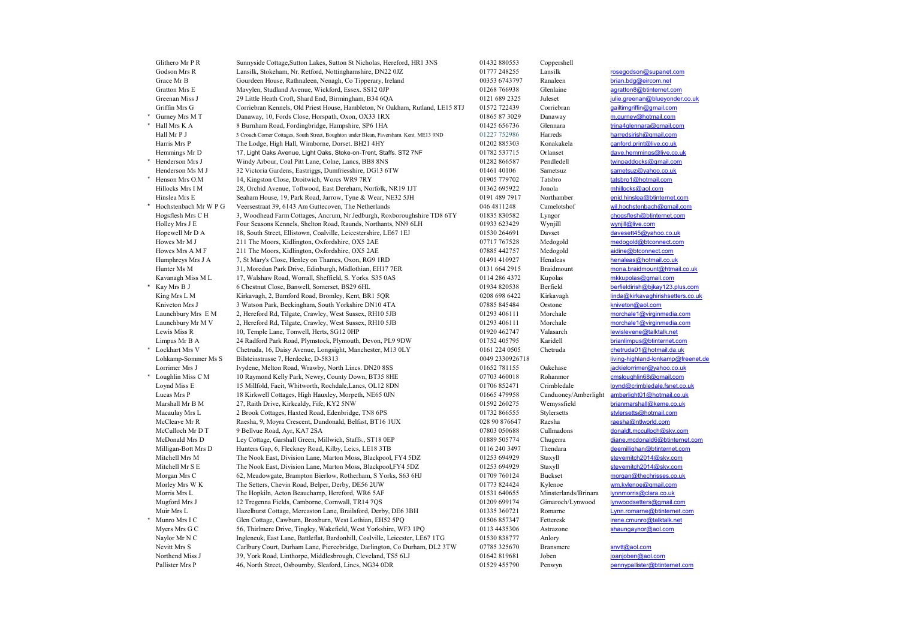| | Name | Address | Phone | Affix | Email |
|---|---|---|---|---|---|
| | Glithero Mr P R | Sunnyside Cottage,Sutton Lakes, Sutton St Nicholas, Hereford, HR1 3NS | 01432 880553 | Coppershell | |
| | Godson Mrs R | Lansilk, Stokeham, Nr. Retford, Nottinghamshire, DN22 0JZ | 01777 248255 | Lansilk | rosegodson@supanet.com |
| | Grace Mr B | Gourdeen House, Rathnaleen, Nenagh, Co Tipperary, Ireland | 00353 6743797 | Ranaleen | brian.bdg@eircom.net |
| | Gratton Mrs E | Mavylen, Studland Avenue, Wickford, Essex. SS12 0JP | 01268 766938 | Glenlaine | agratton8@btinternet.com |
| | Greenan Miss J | 29 Little Heath Croft, Shard End, Birmingham, B34 6QA | 0121 689 2325 | Juleset | julie.greenan@blueyonder.co.uk |
| | Griffin Mrs G | Corriebran Kennels, Old Priest House, Hambleton, Nr Oakham, Rutland, LE15 8TJ | 01572 722439 | Corriebran | gailtimgriffin@gmail.com |
| * | Gurney Mrs M T | Danaway, 10, Fords Close, Horspath, Oxon, OX33 1RX | 01865 87 3029 | Danaway | m.gurney@hotmail.com |
| * | Hall Mrs K A | 8 Burnham Road, Fordingbridge, Hampshire, SP6 1HA | 01425 656736 | Glennara | trina4glennara@gmail.com |
| | Hall Mr P J | 3 Crouch Corner Cottages, South Street, Boughton under Blean, Faversham. Kent. ME13 9ND | 01227 752986 | Harreds | harredsirish@gmail.com |
| | Harris Mrs P | The Lodge, High Hall, Wimborne, Dorset. BH21 4HY | 01202 885303 | Konakakela | canford.print@live.co.uk |
| | Hemmings Mr D | 17, Light Oaks Avenue, Light Oaks, Stoke-on-Trent, Staffs. ST2 7NF | 01782 537715 | Orlanset | dave.hemmings@live.co.uk |
| * | Henderson Mrs J | Windy Arbour, Coal Pitt Lane, Colne, Lancs, BB8 8NS | 01282 866587 | Pendledell | twinpaddocks@gmail.com |
| | Henderson Ms M J | 32 Victoria Gardens, Eastriggs, Dumfriesshire, DG13 6TW | 01461 40106 | Sametsuz | sametsuz@yahoo.co.uk |
| * | Henson Mrs O.M | 14, Kingston Close, Droitwich, Worcs WR9 7RY | 01905 779702 | Tatsbro | tatsbro1@hotmail.com |
| | Hillocks Mrs I M | 28, Orchid Avenue, Toftwood, East Dereham, Norfolk, NR19 1JT | 01362 695922 | Jonola | mhillocks@aol.com |
| | Hinslea Mrs E | Seaham House, 19, Park Road, Jarrow, Tyne & Wear, NE32 5JH | 0191 489 7917 | Northamber | enid.hinslea@btinternet.com |
| * | Hochstenbach Mr W P G | Veersestraat 39, 6143 Am Guttecoven, The Netherlands | 046 4811248 | Camelotshof | wil.hochstenbach@gmail.com |
| | Hogsflesh Mrs C H | 3, Woodhead Farm Cottages, Ancrum, Nr Jedburgh, Roxboroughshire TD8 6TY | 01835 830582 | Lyngor | chogsflesh@btinternet.com |
| | Holley Mrs J E | Four Seasons Kennels, Shelton Road, Raunds, Northants, NN9 6LH | 01933 623429 | Wynjill | wynjill@live.com |
| | Hopewell Mr D A | 18, South Street, Ellistown, Coalville, Leicestershire, LE67 1EJ | 01530 264691 | Davset | davesett45@yahoo.co.uk |
| | Howes Mr M J | 211 The Moors, Kidlington, Oxfordshire, OX5 2AE | 07717 767528 | Medogold | medogold@btconnect.com |
| | Howes Mrs A M F | 211 The Moors, Kidlington, Oxfordshire, OX5 2AE | 07885 442757 | Medogold | aidine@btconnect.com |
| | Humphreys Mrs J A | 7, St Mary's Close, Henley on Thames, Oxon, RG9 1RD | 01491 410927 | Henaleas | henaleas@hotmail.co.uk |
| | Hunter Ms M | 31, Moredun Park Drive, Edinburgh, Midlothian, EH17 7ER | 0131 664 2915 | Braidmount | mona.braidmount@htmail.co.uk |
| | Kavanagh Miss M L | 17, Walshaw Road, Worrall, Sheffield, S. Yorks. S35 0AS | 0114 286 4372 | Kupolas | mkkupolas@gmail.com |
| * | Kay Mrs B J | 6 Chestnut Close, Banwell, Somerset, BS29 6HL | 01934 820538 | Berfield | berfieldirish@bjkay123.plus.com |
| | King Mrs L M | Kirkavagh, 2, Bamford Road, Bromley, Kent, BR1 5QR | 0208 698 6422 | Kirkavagh | linda@kirkavaghirishsetters.co.uk |
| | Kniveton Mrs J | 3 Watson Park, Beckingham, South Yorkshire DN10 4TA | 07885 845484 | Orstone | kniveton@aol.com |
| | Launchbury Mrs E M | 2, Hereford Rd, Tilgate, Crawley, West Sussex, RH10 5JB | 01293 406111 | Morchale | morchale1@virginmedia.com |
| | Launchbury Mr M V | 2, Hereford Rd, Tilgate, Crawley, West Sussex, RH10 5JB | 01293 406111 | Morchale | morchale1@virginmedia.com |
| | Lewis Miss R | 10, Temple Lane, Tonwell, Herts, SG12 0HP | 01920 462747 | Valasarch | lewislevene@talktalk.net |
| | Limpus Mr B A | 24 Radford Park Road, Plymstock, Plymouth, Devon, PL9 9DW | 01752 405795 | Karidell | brianlimpus@btinternet.com |
| * | Lockhart Mrs V | Chetruda, 16, Daisy Avenue, Longsight, Manchester, M13 0LY | 0161 224 0505 | Chetruda | chetruda01@hotmail.da.uk |
| | Lohkamp-Sommer Ms S | Bilsteinstrasse 7, Herdecke, D-58313 | 0049 2330926718 | | living-highland-lonkamp@freenet.de |
| | Lorrimer Mrs J | Ivydene, Melton Road, Wrawby, North Lincs. DN20 8SS | 01652 781155 | Oakchase | jackielorrimer@yahoo.co.uk |
| * | Loughlin Miss C M | 10 Raymond Kelly Park, Newry, County Down, BT35 8HE | 07703 460018 | Rohanmor | cmsloughlin68@gmail.com |
| | Loynd Miss E | 15 Millfold, Facit, Whitworth, Rochdale,Lancs, OL12 8DN | 01706 852471 | Crimbledale | loynd@crimbledale.fsnet.co.uk |
| | Lucas Mrs P | 18 Kirkwell Cottages, High Hauxley, Morpeth, NE65 0JN | 01665 479958 | Canduoney/Amberlight | amberlight01@hotmail.co.uk |
| | Marshall Mr B M | 27, Raith Drive, Kirkcaldy, Fife, KY2 5NW | 01592 260275 | Wemyssfield | brianmarshall@keme.co.uk |
| | Macaulay Mrs L | 2 Brook Cottages, Haxted Road, Edenbridge, TN8 6PS | 01732 866555 | Stylersetts | stylersetts@hotmail.com |
| | McCleave Mr R | Raesha, 9, Moyra Crescent, Dundonald, Belfast, BT16 1UX | 028 90 876647 | Raesha | raesha@ntlworld.com |
| | McCulloch Mr D T | 9 Bellvue Road, Ayr, KA7 2SA | 07803 050688 | Cullmadons | donaldt.mcculloch@sky.com |
| | McDonald Mrs D | Ley Cottage, Garshall Green, Millwich, Staffs., ST18 0EP | 01889 505774 | Chugerra | diane.mcdonald6@btinternet.com |
| | Milligan-Bott Mrs D | Hunters Gap, 6, Fleckney Road, Kilby, Leics, LE18 3TB | 0116 240 3497 | Thendara | deemillighan@btinternet.com |
| | Mitchell Mrs M | The Nook East, Division Lane, Marton Moss, Blackpool, FY4 5DZ | 01253 694929 | Staxyll | stevemitch2014@sky.com |
| | Mitchell Mr S E | The Nook East, Division Lane, Marton Moss, Blackpool,FY4 5DZ | 01253 694929 | Staxyll | stevemitch2014@sky.com |
| | Morgan Mrs C | 62, Meadowgate, Brampton Bierlow, Rotherham, S Yorks, S63 6HJ | 01709 760124 | Buckset | morgan@thechrisses.co.uk |
| | Morley Mrs W K | The Setters, Chevin Road, Belper, Derby, DE56 2UW | 01773 824424 | Kylenoe | wm.kylenoe@gmail.com |
| | Morris Mrs L | The Hopkiln, Acton Beauchamp, Hereford, WR6 5AF | 01531 640655 | Minsterlands/Brinara | lynnmorris@clara.co.uk |
| | Mugford Mrs J | 12 Tregenna Fields, Camborne, Cornwall, TR14 7QS | 01209 699174 | Gimaroch/Lynwood | lynwoodsetters@gmail.com |
| | Muir Mrs L | Hazelhurst Cottage, Mercaston Lane, Brailsford, Derby, DE6 3BH | 01335 360721 | Romarne | Lynn.romarne@btinternet.com |
| * | Munro Mrs I C | Glen Cottage, Cawburn, Broxburn, West Lothian, EH52 5PQ | 01506 857347 | Fetteresk | irene.cmunro@talktalk.net |
| | Myers Mrs G C | 56, Thirlmere Drive, Tingley, Wakefield, West Yorkshire, WF3 1PQ | 0113 4435306 | Astrazone | shaungaynor@aol.com |
| | Naylor Mr N C | Ingleneuk, East Lane, Battleflat, Bardonhill, Coalville, Leicester, LE67 1TG | 01530 838777 | Anlory | |
| | Nevitt Mrs S | Carlbury Court, Durham Lane, Piercebridge, Darlington, Co Durham, DL2 3TW | 07785 325670 | Bransmere | snvtt@aol.com |
| | Northend Miss J | 39, York Road, Linthorpe, Middlesbrough, Cleveland, TS5 6LJ | 01642 819681 | Joben | joanjoben@aol.com |
| | Pallister Mrs P | 46, North Street, Osbournby, Sleaford, Lincs, NG34 0DR | 01529 455790 | Penwyn | pennypallister@btinternet.com |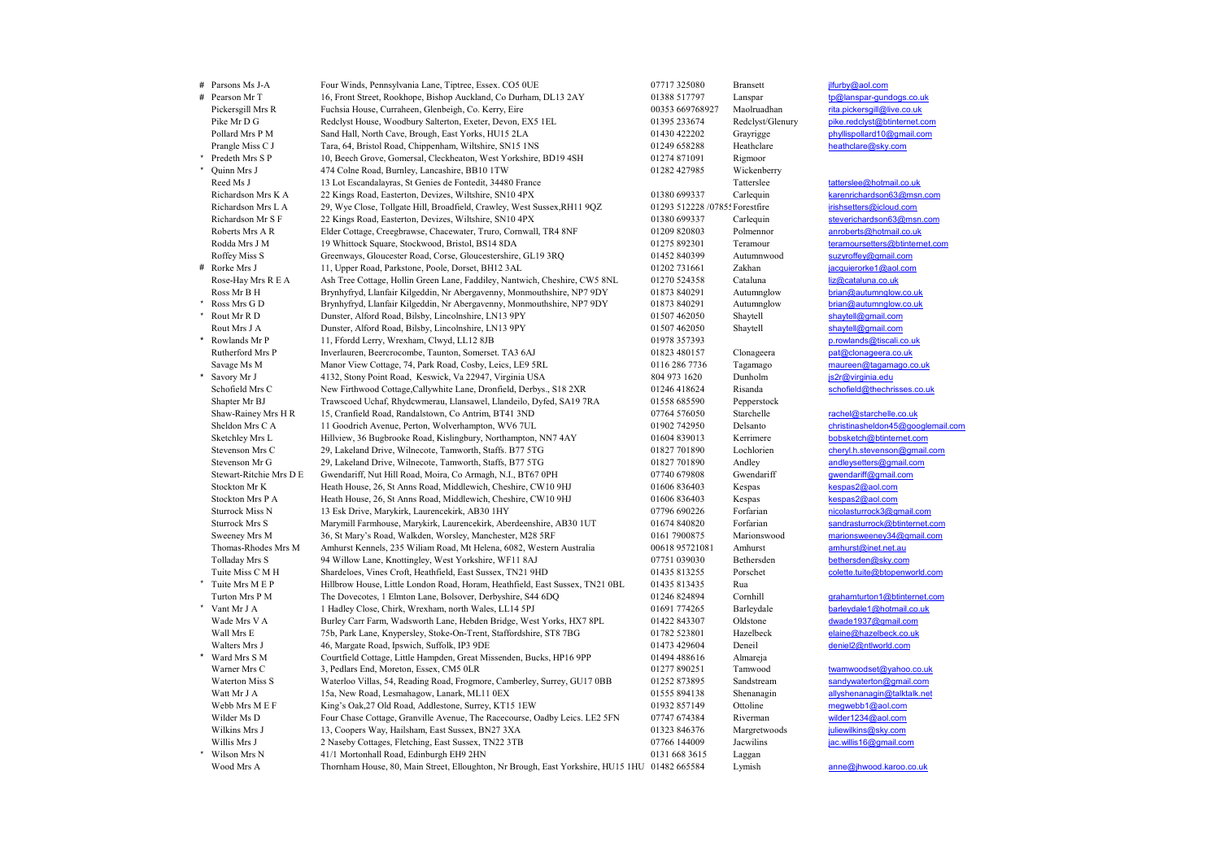| | Name | Address | Phone | Affix | Email |
|---|---|---|---|---|---|
| # | Parsons Ms J-A | Four Winds, Pennsylvania Lane, Tiptree, Essex. CO5 0UE | 07717 325080 | Bransett | jlfurby@aol.com |
| # | Pearson Mr T | 16, Front Street, Rookhope, Bishop Auckland, Co Durham, DL13 2AY | 01388 517797 | Lanspar | tp@lanspar-gundogs.co.uk |
| | Pickersgill Mrs R | Fuchsia House, Curraheen, Glenbeigh, Co. Kerry, Eire | 00353 669768927 | Maolruadhan | rita.pickersgill@live.co.uk |
| | Pike Mr D G | Redclyst House, Woodbury Salterton, Exeter, Devon, EX5 1EL | 01395 233674 | Redclyst/Glenury | pike.redclyst@btinternet.com |
| | Pollard Mrs P M | Sand Hall, North Cave, Brough, East Yorks, HU15 2LA | 01430 422202 | Grayrigge | phyllispollard10@gmail.com |
| | Prangle Miss C J | Tara, 64, Bristol Road, Chippenham, Wiltshire, SN15 1NS | 01249 658288 | Heathclare | heathclare@sky.com |
| * | Predeth Mrs S P | 10, Beech Grove, Gomersal, Cleckheaton, West Yorkshire, BD19 4SH | 01274 871091 | Rigmoor | |
| * | Quinn Mrs J | 474 Colne Road, Burnley, Lancashire, BB10 1TW | 01282 427985 | Wickenberry | |
| | Reed Ms J | 13 Lot Escandalayras, St Genies de Fontedit, 34480 France | | Tatterslee | tatterslee@hotmail.co.uk |
| | Richardson Mrs K A | 22 Kings Road, Easterton, Devizes, Wiltshire, SN10 4PX | 01380 699337 | Carlequin | karenrichardson63@msn.com |
| | Richardson Mrs L A | 29, Wye Close, Tollgate Hill, Broadfield, Crawley, West Sussex,RH11 9QZ | 01293 512228 /0785 | Forestfire | irishsetters@icloud.com |
| | Richardson Mr S F | 22 Kings Road, Easterton, Devizes, Wiltshire, SN10 4PX | 01380 699337 | Carlequin | steverichardson63@msn.com |
| | Roberts Mrs A R | Elder Cottage, Creegbrawse, Chacewater, Truro, Cornwall, TR4 8NF | 01209 820803 | Polmennor | anroberts@hotmail.co.uk |
| | Rodda Mrs J M | 19 Whittock Square, Stockwood, Bristol, BS14 8DA | 01275 892301 | Teramour | teramoursetters@btinternet.com |
| | Roffey Miss S | Greenways, Gloucester Road, Corse, Gloucestershire, GL19 3RQ | 01452 840399 | Autumnwood | suzyroffey@gmail.com |
| # | Rorke Mrs J | 11, Upper Road, Parkstone, Poole, Dorset, BH12 3AL | 01202 731661 | Zakhan | jacquierorke1@aol.com |
| | Rose-Hay Mrs R E A | Ash Tree Cottage, Hollin Green Lane, Faddiley, Nantwich, Cheshire, CW5 8NL | 01270 524358 | Cataluna | liz@cataluna.co.uk |
| | Ross Mr B H | Brynhyfryd, Llanfair Kilgeddin, Nr Abergavenny, Monmouthshire, NP7 9DY | 01873 840291 | Autumnglow | brian@autumnglow.co.uk |
| * | Ross Mrs G D | Brynhyfryd, Llanfair Kilgeddin, Nr Abergavenny, Monmouthshire, NP7 9DY | 01873 840291 | Autumnglow | brian@autumnglow.co.uk |
| * | Rout Mr R D | Dunster, Alford Road, Bilsby, Lincolnshire, LN13 9PY | 01507 462050 | Shaytell | shaytell@gmail.com |
| | Rout Mrs J A | Dunster, Alford Road, Bilsby, Lincolnshire, LN13 9PY | 01507 462050 | Shaytell | shaytell@gmail.com |
| * | Rowlands Mr P | 11, Ffordd Lerry, Wrexham, Clwyd, LL12 8JB | 01978 357393 | | p.rowlands@tiscali.co.uk |
| | Rutherford Mrs P | Inverlauren, Beercrocombe, Taunton, Somerset. TA3 6AJ | 01823 480157 | Clonageera | pat@clonageera.co.uk |
| | Savage Ms M | Manor View Cottage, 74, Park Road, Cosby, Leics, LE9 5RL | 0116 286 7736 | Tagamago | maureen@tagamago.co.uk |
| * | Savory Mr J | 4132, Stony Point Road, Keswick, Va 22947, Virginia USA | 804 973 1620 | Dunholm | js2r@virginia.edu |
| | Schofield Mrs C | New Firthwood Cottage,Callywhite Lane, Dronfield, Derbys., S18 2XR | 01246 418624 | Risanda | schofield@thechrisses.co.uk |
| | Shapter Mr BJ | Trawscoed Uchaf, Rhydcwmerau, Llansawel, Llandeilo, Dyfed, SA19 7RA | 01558 685590 | Pepperstock | |
| | Shaw-Rainey Mrs H R | 15, Cranfield Road, Randalstown, Co Antrim, BT41 3ND | 07764 576050 | Starchelle | rachel@starchelle.co.uk |
| | Sheldon Mrs C A | 11 Goodrich Avenue, Perton, Wolverhampton, WV6 7UL | 01902 742950 | Delsanto | christinasheldon45@googlemail.com |
| | Sketchley Mrs L | Hillview, 36 Bugbrooke Road, Kislingbury, Northampton, NN7 4AY | 01604 839013 | Kerrimere | bobsketch@btinternet.com |
| | Stevenson Mrs C | 29, Lakeland Drive, Wilnecote, Tamworth, Staffs. B77 5TG | 01827 701890 | Lochlorien | cheryl.h.stevenson@gmail.com |
| | Stevenson Mr G | 29, Lakeland Drive, Wilnecote, Tamworth, Staffs, B77 5TG | 01827 701890 | Andley | andleysetters@gmail.com |
| | Stewart-Ritchie Mrs D E | Gwendariff, Nut Hill Road, Moira, Co Armagh, N.I., BT67 0PH | 07740 679808 | Gwendariff | gwendariff@gmail.com |
| | Stockton Mr K | Heath House, 26, St Anns Road, Middlewich, Cheshire, CW10 9HJ | 01606 836403 | Kespas | kespas2@aol.com |
| | Stockton Mrs P A | Heath House, 26, St Anns Road, Middlewich, Cheshire, CW10 9HJ | 01606 836403 | Kespas | kespas2@aol.com |
| | Sturrock Miss N | 13 Esk Drive, Marykirk, Laurencekirk, AB30 1HY | 07796 690226 | Forfarian | nicolasturrock3@gmail.com |
| | Sturrock Mrs S | Marymill Farmhouse, Marykirk, Laurencekirk, Aberdeenshire, AB30 1UT | 01674 840820 | Forfarian | sandrasturrock@btinternet.com |
| | Sweeney Mrs M | 36, St Mary's Road, Walkden, Worsley, Manchester, M28 5RF | 0161 7900875 | Marionswood | marionsweeney34@gmail.com |
| | Thomas-Rhodes Mrs M | Amhurst Kennels, 235 Wiliam Road, Mt Helena, 6082, Western Australia | 00618 95721081 | Amhurst | amhurst@inet.net.au |
| | Tolladay Mrs S | 94 Willow Lane, Knottingley, West Yorkshire, WF11 8AJ | 07751 039030 | Bethersden | bethersden@sky.com |
| | Tuite Miss C M H | Shardeloes, Vines Croft, Heathfield, East Sussex, TN21 9HD | 01435 813255 | Porschet | colette.tuite@btopenworld.com |
| * | Tuite Mrs M E P | Hillbrow House, Little London Road, Horam, Heathfield, East Sussex, TN21 0BL | 01435 813435 | Rua | |
| | Turton Mrs P M | The Dovecotes, 1 Elmton Lane, Bolsover, Derbyshire, S44 6DQ | 01246 824894 | Cornhill | grahamturton1@btinternet.com |
| * | Vant Mr J A | 1 Hadley Close, Chirk, Wrexham, north Wales, LL14 5PJ | 01691 774265 | Barleydale | barleydale1@hotmail.co.uk |
| | Wade Mrs V A | Burley Carr Farm, Wadsworth Lane, Hebden Bridge, West Yorks, HX7 8PL | 01422 843307 | Oldstone | dwade1937@gmail.com |
| | Wall Mrs E | 75b, Park Lane, Knypersley, Stoke-On-Trent, Staffordshire, ST8 7BG | 01782 523801 | Hazelbeck | elaine@hazelbeck.co.uk |
| | Walters Mrs J | 46, Margate Road, Ipswich, Suffolk, IP3 9DE | 01473 429604 | Deneil | deniel2@ntlworld.com |
| * | Ward Mrs S M | Courtfield Cottage, Little Hampden, Great Missenden, Bucks, HP16 9PP | 01494 488616 | Almareja | |
| | Warner Mrs C | 3, Pedlars End, Moreton, Essex, CM5 0LR | 01277 890251 | Tamwood | twamwoodset@yahoo.co.uk |
| | Waterton Miss S | Waterloo Villas, 54, Reading Road, Frogmore, Camberley, Surrey, GU17 0BB | 01252 873895 | Sandstream | sandywaterton@gmail.com |
| | Watt Mr J A | 15a, New Road, Lesmahagow, Lanark, ML11 0EX | 01555 894138 | Shenanagin | allyshenanagin@talktalk.net |
| | Webb Mrs M E F | King's Oak,27 Old Road, Addlestone, Surrey, KT15 1EW | 01932 857149 | Ottoline | megwebb1@aol.com |
| | Wilder Ms D | Four Chase Cottage, Granville Avenue, The Racecourse, Oadby Leics. LE2 5FN | 07747 674384 | Riverman | wilder1234@aol.com |
| | Wilkins Mrs J | 13, Coopers Way, Hailsham, East Sussex, BN27 3XA | 01323 846376 | Margretwoods | juliewilkins@sky.com |
| | Willis Mrs J | 2 Naseby Cottages, Fletching, East Sussex, TN22 3TB | 07766 144009 | Jacwilins | jac.willis16@gmail.com |
| * | Wilson Mrs N | 41/1 Mortonhall Road, Edinburgh EH9 2HN | 0131 668 3615 | Laggan | |
| | Wood Mrs A | Thornham House, 80, Main Street, Elloughton, Nr Brough, East Yorkshire, HU15 1HU | 01482 665584 | Lymish | anne@jhwood.karoo.co.uk |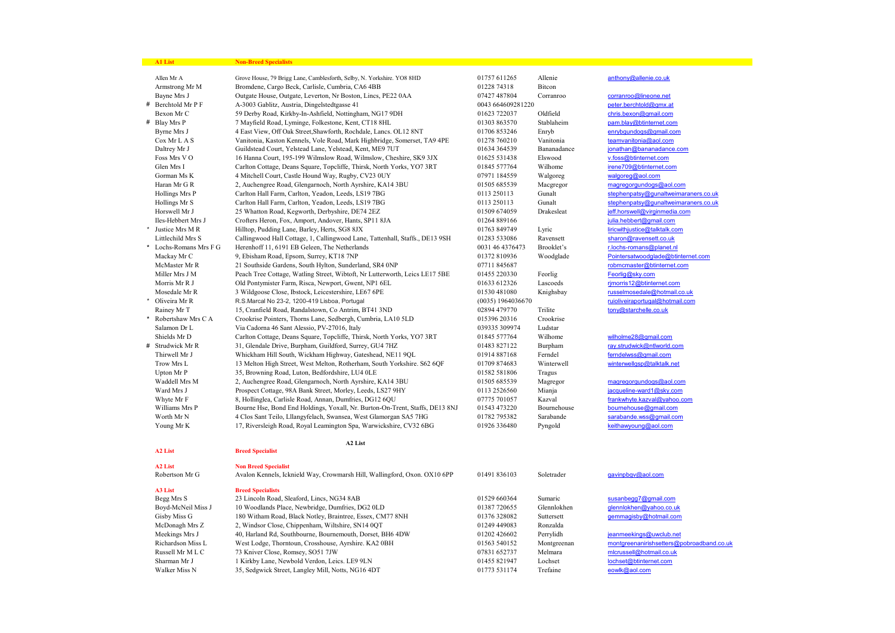| | A1 List | Non-Breed Specialists | | | |
|---|---|---|---|---|---|
| | Allen Mr A | Grove House, 79 Brigg Lane, Camblesforth, Selby, N. Yorkshire. YO8 8HD | 01757 611265 | Allenie | anthony@allenie.co.uk |
| | Armstrong Mr M | Bromdene, Cargo Beck, Carlisle, Cumbria, CA6 4BB | 01228 74318 | Bitcon | |
| | Bayne Mrs J | Outgate House, Outgate, Leverton, Nr Boston, Lincs, PE22 0AA | 07427 487804 | Corranroo | corranroo@lineone.net |
| # | Berchtold Mr P F | A-3003 Gablitz, Austria, Dingelstedtgasse 41 | 0043 664609281220 | | peter.berchtold@gmx.at |
| | Bexon Mr C | 59 Derby Road, Kirkby-In-Ashfield, Nottingham, NG17 9DH | 01623 722037 | Oldfield | chris.bexon@gmail.com |
| # | Blay Mrs P | 7 Mayfield Road, Lyminge, Folkestone, Kent, CT18 8HL | 01303 863570 | Stablaheim | pam.blay@btinternet.com |
| | Byrne Mrs J | 4 East View, Off Oak Street,Shawforth, Rochdale, Lancs. OL12 8NT | 01706 853246 | Enryb | enrybgundogs@gmail.com |
| | Cox Mr L A S | Vanitonia, Kaston Kennels, Vole Road, Mark Highbridge, Somerset, TA9 4PE | 01278 760210 | Vanitonia | teamvanitonia@aol.com |
| | Daltrey Mr J | Guildstead Court, Yelstead Lane, Yelstead, Kent, ME9 7UT | 01634 364539 | Bananadance | jonathan@bananadance.com |
| | Foss Mrs V O | 16 Hanna Court, 195-199 Wilmslow Road, Wilmslow, Cheshire, SK9 3JX | 01625 531438 | Elswood | v.foss@btinternet.com |
| | Glen Mrs I | Carlton Cottage, Deans Square, Topcliffe, Thirsk, North Yorks, YO7 3RT | 01845 577764 | Wilhome | irene709@btinternet.com |
| | Gorman Ms K | 4 Mitchell Court, Castle Hound Way, Rugby, CV23 0UY | 07971 184559 | Walgoreg | walgoreg@aol.com |
| | Haran Mr G R | 2, Auchengree Road, Glengarnoch, North Ayrshire, KA14 3BU | 01505 685539 | Macgregor | magregorgundogs@aol.com |
| | Hollings Mrs P | Carlton Hall Farm, Carlton, Yeadon, Leeds, LS19 7BG | 0113 250113 | Gunalt | stephenpatsy@gunaltweimaraners.co.uk |
| | Hollings Mr S | Carlton Hall Farm, Carlton, Yeadon, Leeds, LS19 7BG | 0113 250113 | Gunalt | stephenpatsy@gunaltweimaraners.co.uk |
| | Horswell Mr J | 25 Whatton Road, Kegworth, Derbyshire, DE74 2EZ | 01509 674059 | Drakesleat | jeff.horswell@virginmedia.com |
| | Iles-Hebbert Mrs J | Crofters Heron, Fox, Amport, Andover, Hants, SP11 8JA | 01264 889166 | | julia.hebbert@gmail.com |
| * | Justice Mrs M R | Hilltop, Pudding Lane, Barley, Herts, SG8 8JX | 01763 849749 | Lyric | liricwithjustice@talktalk.com |
| | Littlechild Mrs S | Callingwood Hall Cottage, 1, Callingwood Lane, Tattenhall, Staffs., DE13 9SH | 01283 533086 | Ravensett | sharon@ravensett.co.uk |
| * | Lochs-Romans Mrs F G | Herenhoff 11, 6191 EB Geleen, The Netherlands | 0031 46 4376473 | Brooklet's | r.lochs-romans@planet.nl |
| | Mackay Mr C | 9, Ebisham Road, Epsom, Surrey, KT18 7NP | 01372 810936 | Woodglade | Pointersatwoodglade@btinternet.com |
| | McMaster Mr R | 21 Southside Gardens, South Hylton, Sunderland, SR4 0NP | 07711 845687 | | robmcmaster@btinternet.com |
| | Miller Mrs J M | Peach Tree Cottage, Watling Street, Wibtoft, Nr Lutterworth, Leics LE17 5BE | 01455 220330 | Feorlig | Feorlig@sky.com |
| | Morris Mr R J | Old Pontymister Farm, Risca, Newport, Gwent, NP1 6EL | 01633 612326 | Lascoeds | rjmorris12@btinternet.com |
| | Mosedale Mr R | 3 Wildgoose Close, Ibstock, Leicestershire, LE67 6PE | 01530 481080 | Knighsbay | russelmosedale@hotmail.co.uk |
| * | Oliveira Mr R | R.S.Marcal No 23-2, 1200-419 Lisboa, Portugal | (0035) 1964036670 | | ruioliveiraportugal@hotmail.com |
| | Rainey Mr T | 15, Cranfield Road, Randalstown, Co Antrim, BT41 3ND | 02894 479770 | Trilite | tony@starchelle.co.uk |
| * | Robertshaw Mrs C A | Crookrise Pointers, Thorns Lane, Sedbergh, Cumbria, LA10 5LD | 015396 20316 | Crookrise | |
| | Salamon Dr L | Via Cadorna 46 Sant Alessio, PV-27016, Italy | 039335 309974 | Ludstar | |
| | Shields Mr D | Carlton Cottage, Deans Square, Topcliffe, Thirsk, North Yorks, YO7 3RT | 01845 577764 | Wilhome | wilholme28@gmail.com |
| # | Strudwick Mr R | 31, Glendale Drive, Burpham, Guildford, Surrey, GU4 7HZ | 01483 827122 | Burpham | ray.strudwick@ntlworld.com |
| | Thirwell Mr J | Whickham Hill South, Wickham Highway, Gateshead, NE11 9QL | 01914 887168 | Ferndel | ferndelwss@gmail.com |
| | Trow Mrs L | 13 Melton High Street, West Melton, Rotherham, South Yorkshire. S62 6QF | 01709 874683 | Winterwell | winterwellgsp@talktalk.net |
| | Upton Mr P | 35, Browning Road, Luton, Bedfordshire, LU4 0LE | 01582 581806 | Tragus | |
| | Waddell Mrs M | 2, Auchengree Road, Glengarnoch, North Ayrshire, KA14 3BU | 01505 685539 | Magregor | magregorgundogs@aol.com |
| | Ward Mrs J | Prospect Cottage, 98A Bank Street, Morley, Leeds, LS27 9HY | 0113 2526560 | Mianja | jacqueline-ward1@sky.com |
| | Whyte Mr F | 8, Hollinglea, Carlisle Road, Annan, Dumfries, DG12 6QU | 07775 701057 | Kazval | frankwhyte.kazval@yahoo.com |
| | Williams Mrs P | Bourne Hse, Bond End Holdings, Yoxall, Nr. Burton-On-Trent, Staffs, DE13 8NJ | 01543 473220 | Bournehouse | bournehouse@gmail.com |
| | Worth Mr N | 4 Clos Sant Teilo, Lllangyfelach, Swansea, West Glamorgan SA5 7HG | 01782 795382 | Sarabande | sarabande.wss@gmail.com |
| | Young Mr K | 17, Riversleigh Road, Royal Leamington Spa, Warwickshire, CV32 6BG | 01926 336480 | Pyngold | keithawyoung@aol.com |

**A2 List**

| A2 List | Breed Specialist | | | |
|---|---|---|---|---|
| | | | | |

| A2 List | Non Breed Specialist | | | |
|---|---|---|---|---|
| Robertson Mr G | Avalon Kennels, Icknield Way, Crowmarsh Hill, Wallingford, Oxon. OX10 6PP | 01491 836103 | Soletrader | gavinpbgv@aol.com |

| A3 List | Breed Specialists | | | |
|---|---|---|---|---|
| Begg Mrs S | 23 Lincoln Road, Sleaford, Lincs, NG34 8AB | 01529 660364 | Sumaric | susanbegg7@gmail.com |
| Boyd-McNeil Miss J | 10 Woodlands Place, Newbridge, Dumfries, DG2 0LD | 01387 720655 | Glennlokhen | glennlokhen@yahoo.co.uk |
| Gisby Miss G | 180 Witham Road, Black Notley, Braintree, Essex, CM77 8NH | 01376 328082 | Suttersett | gemmagisby@hotmail.com |
| McDonagh Mrs Z | 2, Windsor Close, Chippenham, Wiltshire, SN14 0QT | 01249 449083 | Ronzalda | |
| Meekings Mrs J | 40, Harland Rd, Southbourne, Bournemouth, Dorset, BH6 4DW | 01202 426602 | Perrylidh | jeanmeekings@uwclub.net |
| Richardson Miss L | West Lodge, Thorntoun, Crosshouse, Ayrshire. KA2 0BH | 01563 540152 | Montgreenan | montgreenanirishsetters@pobroadband.co.uk |
| Russell Mr M L C | 73 Kniver Close, Romsey, SO51 7JW | 07831 652737 | Melmara | mlcrussell@hotmail.co.uk |
| Sharman Mr J | 1 Kirkby Lane, Newbold Verdon, Leics. LE9 9LN | 01455 821947 | Lochset | lochset@btinternet.com |
| Walker Miss N | 35, Sedgwick Street, Langley Mill, Notts, NG16 4DT | 01773 531174 | Trefaine | eowlk@aol.com |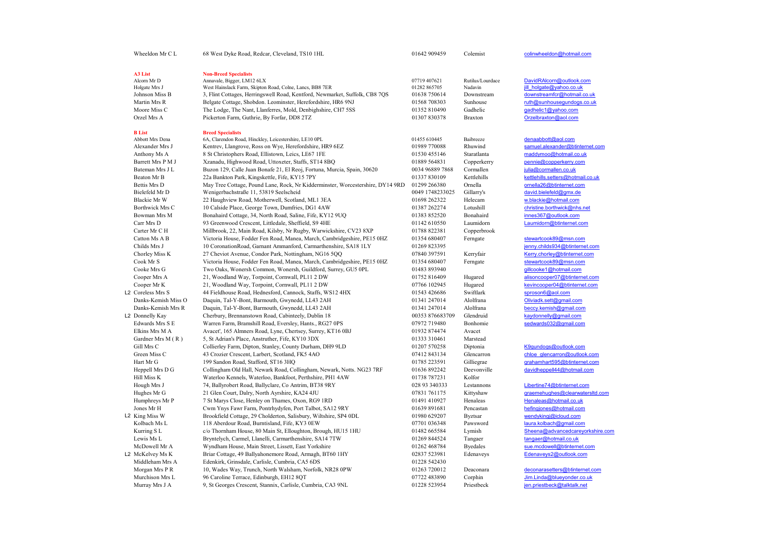| | Name | Address | Phone | Affix | Email |
|---|---|---|---|---|---|
| | Wheeldon Mr C L | 68 West Dyke Road, Redcar, Cleveland, TS10 1HL | 01642 909459 | Colemist | colinwheeldon@hotmail.com |
| | **A3 List** | **Non-Breed Specialists** | | | |
| | Alcorn Mr D | Annavale, Bigger, LM12 6LX | 07719 407621 | Rutilus/Lourdace | DavidRAlcorn@outlook.com |
| | Holgate Mrs J | West Hainslack Farm, Skipton Road, Colne, Lancs, BB8 7ER | 01282 865705 | Nadavin | jill_holgate@yahoo.co.uk |
| | Johnson Miss B | 3, Flint Cottages, Herringswell Road, Kentford, Newmarket, Suffolk, CB8 7QS | 01638 750614 | Downstream | downstreamfcr@hotmail.co.uk |
| | Martin Mrs R | Belgate Cottage, Shobdon. Leominster, Herefordshire, HR6 9NJ | 01568 708303 | Sunhouse | ruth@sunhousegundogs.co.uk |
| | Moore Miss C | The Lodge, The Nant, Llanferres, Mold, Denbighshire, CH7 5SS | 01352 810490 | Gadhelic | gadhelic1@yahoo.com |
| | Orzel Mrs A | Pickerton Farm, Guthrie, By Forfar, DD8 2TZ | 01307 830378 | Braxton | Orzelbraxton@aol.com |
| | **B List** | **Breed Specialists** | | | |
| | Abbott Mrs Dena | 6A, Clarendon Road, Hinckley, Leicestershire, LE10 0PL | 01455 610445 | Baibreeze | denaabbott@aol.com |
| | Alexander Mrs J | Kentrev, Llangrove, Ross on Wye, Herefordshire, HR9 6EZ | 01989 770088 | Rhuwind | samuel.alexander@btinternet.com |
| | Anthony Ms A | 8 St Christophers Road, Ellistown, Leics, LE67 1FE | 01530 455146 | Staratlanta | maddymoo@hotmail.co.uk |
| | Barrett Mrs P M J | Xzanadu, Highwood Road, Uttoxeter, Staffs, ST14 8BQ | 01889 564831 | Copperkerry | pennie@copperkerry.com |
| | Bateman Mrs J L | Buzon 129, Calle Juan Bonafe 21, El Reoj, Fortuna, Murcia, Spain, 30620 | 0034 96889 7868 | Cormallen | julia@cormallen.co.uk |
| | Beaton Mr B | 22a Bankton Park, Kingskettle, Fife, KY15 7PY | 01337 830109 | Kettlehills | kettlehills.setters@hotmail.co.uk |
| | Bettis Mrs D | May Tree Cottage, Pound Lane, Rock, Nr Kidderminster, Worcestershire, DY14 9RD | 01299 266380 | Ornella | ornella26@btinternet.com |
| | Bielefeld Mr D | Wenigerbachstraße 11, 53819 Seelscheid | 0049 1748233025 | Gillarry's | david.bielefeld@gmx.de |
| | Blackie Mr W | 22 Haughview Road, Motherwell, Scotland, ML1 3EA | 01698 262322 | Helecam | w.blackie@hotmail.com |
| | Borthwick Mrs C | 10 Calside Place, George Town, Dumfries, DG1 4AW | 01387 262274 | Lotushill | christine.borthwick@nhs.net |
| | Bowman Mrs M | Bonahaird Cottage, 34, North Road, Saline, Fife, KY12 9UQ | 01383 852520 | Bonahaird | innes367@outlook.com |
| | Carr Mrs D | 93 Greenwood Crescent, Littledale, Sheffield, S9 4HE | 01142 610550 | Laumidorn | Laumidorn@btinternet.com |
| | Carter Mr C H | Millbrook, 22, Main Road, Kilsby, Nr Rugby, Warwickshire, CV23 8XP | 01788 822381 | Copperbrook | |
| | Catton Ms A B | Victoria House, Fodder Fen Road, Manea, March, Cambridgeshire, PE15 0HZ | 01354 680407 | Ferngate | stewartcook89@msn.com |
| | Childs Mrs J | 10 CoronationRoad, Garnant Ammanford, Carmarthenshire, SA18 1LY | 01269 823395 | | jenny.childs934@btinternet.com |
| | Chorley Miss K | 27 Cheviot Avenue, Condor Park, Nottingham, NG16 5QQ | 07840 397591 | Kerryfair | Kerry.chorley@btinternet.com |
| | Cook Mr S | Victoria House, Fodder Fen Road, Manea, March, Cambridgeshire, PE15 0HZ | 01354 680407 | Ferngate | stewartcook89@msn.com |
| | Cooke Mrs G | Two Oaks, Wonersh Common, Wonersh, Guildford, Surrey, GU5 0PL | 01483 893940 | | gillcooke1@hotmail.com |
| | Cooper Mrs A | 21, Woodland Way, Torpoint, Cornwall, PL11 2 DW | 01752 816409 | Hugared | alisoncooper07@btinternet.com |
| | Cooper Mr K | 21, Woodland Way, Torpoint, Cornwall, PL11 2 DW | 07766 102945 | Hugared | kevincooper04@btinternet.com |
| L2 | Coreless Mrs S | 44 Fieldhouse Road, Hednesford, Cannock, Staffs, WS12 4HX | 01543 426686 | Swiftlark | sproson6@aol.com |
| | Danks-Kemish Miss O | Daquin, Tal-Y-Bont, Barmouth, Gwynedd, LL43 2AH | 01341 247014 | Alolfrana | Oliviadk.sett@gmail.com |
| | Danks-Kemish Mrs R | Daquin, Tal-Y-Bont, Barmouth, Gwynedd, LL43 2AH | 01341 247014 | Alolfrana | beccy.kemish@gmail.com |
| L2 | Donnelly Kay | Cherbury, Brennanstown Road, Cabinteely, Dublin 18 | 00353 876683709 | Glendruid | kaydonnelly@gmail.com |
| | Edwards Mrs S E | Warren Farm, Bramshill Road, Eversley, Hants., RG27 0PS | 07972 719480 | Bonhomie | sedwards032@gmail.com |
| | Elkins Mrs M A | Avacet', 165 Almners Road, Lyne, Chertsey, Surrey, KT16 0BJ | 01932 874474 | Avacet | |
| | Gardner Mrs M ( R ) | 5, St Adrian's Place, Anstruther, Fife, KY10 3DX | 01333 310461 | Marstead | |
| | Gill Mrs C | Collierley Farm, Dipton, Stanley, County Durham, DH9 9LD | 01207 570258 | Diptonia | K9gundogs@outlook.com |
| | Green Miss C | 43 Crozier Crescent, Larbert, Scotland, FK5 4AO | 07412 843134 | Glencarron | chloe_glencarron@outlook.com |
| | Hart Mr G | 199 Sandon Road, Stafford, ST16 3HQ | 01785 223591 | Gilliegrae | grahamhart595@btinternet.com |
| | Heppell Mrs D G | Collingham Old Hall, Newark Road, Collingham, Newark, Notts. NG23 7RF | 01636 892242 | Deevonville | davidheppell44@hotmail.com |
| | Hill Miss K | Waterloo Kennels, Waterloo, Bankfoot, Perthshire, PH1 4AW | 01738 787231 | Kolfor | |
| | Hough Mrs J | 74, Ballyrobert Road, Ballyclare, Co Antrim, BT38 9RY | 028 93 340333 | Lestannons | Libertine74@btinternet.com |
| | Hughes Mr G | 21 Glen Court, Dalry, North Ayrshire, KA24 4JU | 07831 761175 | Kittyshaw | graemehughes@clearwatersltd.com |
| | Humphreys Mr P | 7 St Marys Close, Henley on Thames, Oxon, RG9 1RD | 01491 410927 | Henaleas | Henaleas@hotmail.co.uk |
| | Jones Mr H | Cwm Ynys Fawr Farm, Pontrhydyfen, Port Talbot, SA12 9RY | 01639 891681 | Pencastan | hefingjones@hotmail.com |
| L2 | King Miss W | Brookfield Cottage, 29 Cholderton, Salisbury, Wiltshire, SP4 0DL | 01980 629207 | Byztsar | wendykingj@icloud.com |
| | Kolbach Ms L | 118 Aberdour Road, Burntisland, Fife, KY3 0EW | 07701 036348 | Pawsword | laura.kolbach@gmail.com |
| | Kurring S L | c/o Thornham House, 80 Main St, Elloughton, Brough, HU15 1HU | 01482 665584 | Lymish | Sheena@advancedcareyorkshire.com |
| | Lewis Ms L | Bryntelych, Carmel, Llanelli, Carmarthenshire, SA14 7TW | 01269 844524 | Tangaer | tangaer@hotmail.co.uk |
| | McDowell Mr A | Wyndham House, Main Street, Lissett, East Yorkshire | 01262 468784 | Byedales | sue.mcdowell@btinternet.com |
| L2 | McKelvey Ms K | Briar Cottage, 49 Ballyahonemore Road, Armagh, BT60 1HY | 02837 523981 | Edenaveys | Edenaveys2@outlook.com |
| | Middleham Mrs A | Edenkirk, Grinsdale, Carlisle, Cumbria, CA5 6DS | 01228 542430 | | |
| | Morgan Mrs P R | 10, Wades Way, Trunch, North Walsham, Norfolk, NR28 0PW | 01263 720012 | Deaconara | deconarasetters@btinternet.com |
| | Murchison Mrs L | 96 Caroline Terrace, Edinburgh, EH12 8QT | 07722 483890 | Corphin | Jim.Linda@blueyonder.co.uk |
| | Murray Mrs J A | 9, St Georges Crescent, Stannix, Carlisle, Cumbria, CA3 9NL | 01228 523954 | Priestbeck | jen.priestbeck@talktalk.net |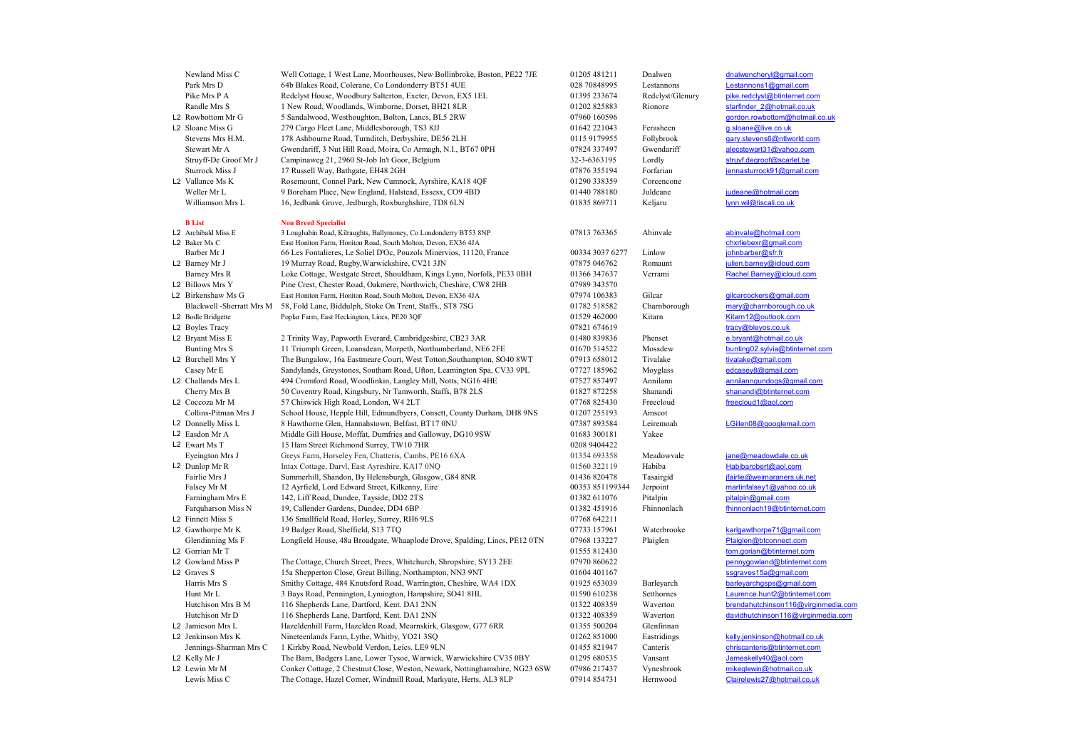| | Name | Address | Phone | Affix | Email |
|---|---|---|---|---|---|
| | Newland Miss C | Well Cottage, 1 West Lane, Moorhouses, New Bollinbroke, Boston, PE22 7JE | 01205 481211 | Dnalwen | dnalwencheryl@gmail.com |
| | Park Mrs D | 64b Blakes Road, Colerane, Co Londonderry BT51 4UE | 028 70848995 | Lestannons | Lestannons1@gmail.com |
| | Pike Mrs P A | Redclyst House, Woodbury Salterton, Exeter, Devon, EX5 1EL | 01395 233674 | Redclyst/Glenury | pike.redclyst@btinternet.com |
| | Randle Mrs S | 1 New Road, Woodlands, Wimborne, Dorset, BH21 8LR | 01202 825883 | Rionore | starfinder_2@hotmail.co.uk |
| L2 | Rowbottom Mr G | 5 Sandalwood, Westhoughton, Bolton, Lancs, BL5 2RW | 07960 160596 | | gordon.rowbottom@hotmail.co.uk |
| L2 | Sloane Miss G | 279 Cargo Fleet Lane, Middlesborough, TS3 8JJ | 01642 221043 | Ferasheen | g.sloane@live.co.uk |
| | Stevens Mrs H.M. | 178 Ashbourne Road, Turnditch, Derbyshire, DE56 2LH | 0115 9179955 | Follybrook | gary.stevens6@ntlworld.com |
| | Stewart Mr A | Gwendariff, 3 Nut Hill Road, Moira, Co Armagh, N.I., BT67 0PH | 07824 337497 | Gwendariff | alecstewart31@yahoo.com |
| | Struyff-De Groof Mr J | Campinaweg 21, 2960 St-Job In't Goor, Belgium | 32-3-6363195 | Lordly | struyf.degroof@scarlet.be |
| | Sturrock Miss J | 17 Russell Way, Bathgate, EH48 2GH | 07876 355194 | Forfarian | jennasturrock91@gmail.com |
| L2 | Vallance Ms K | Rosemount, Connel Park, New Cumnock, Ayrshire, KA18 4QF | 01290 338359 | Corcencone | |
| | Weller Mr L | 9 Boreham Place, New England, Halstead, Essesx, CO9 4BD | 01440 788180 | Juldeane | judeane@hotmail.com |
| | Williamson Mrs L | 16, Jedbank Grove, Jedburgh, Roxburghshire, TD8 6LN | 01835 869711 | Keljaru | lynn.wil@tiscali.co.uk |
| | **B List** | **Non Breed Specialist** | | | |
| L2 | Archibald Miss E | 3 Loughabin Road, Kilraughts, Ballymoney, Co Londonderry BT53 8NP | 07813 763365 | Abinvale | abinvale@hotmail.com |
| L2 | Baker Ms C | East Honiton Farm, Honiton Road, South Molton, Devon, EX36 4JA | | | chxrliebexr@gmail.com |
| | Barber Mr J | 66 Les Fontalieres, Le Soliel D'Oc, Pouzols Minervios, 11120, France | 00334 3037 6277 | Linlow | johnbarber@sfr.fr |
| L2 | Barney Mr J | 19 Murray Road, Rugby,Warwickshire, CV21 3JN | 07875 046762 | Romaunt | julien.barney@icloud.com |
| | Barney Mrs R | Loke Cottage, Westgate Street, Shouldham, Kings Lynn, Norfolk, PE33 0BH | 01366 347637 | Verrami | Rachel.Barney@icloud.com |
| L2 | Billows Mrs Y | Pine Crest, Chester Road, Oakmere, Northwich, Cheshire, CW8 2HB | 07989 343570 | | |
| L2 | Birkenshaw Ms G | East Honiton Farm, Honiton Road, South Molton, Devon, EX36 4JA | 07974 106383 | Gilcar | gilcarcockers@gmail.com |
| | Blackwell -Sherratt Mrs M | 58, Fold Lane, Biddulph, Stoke On Trent, Staffs., ST8 7SG | 01782 518582 | Charnborough | mary@charnborough.co.uk |
| L2 | Bodle Bridgette | Poplar Farm, East Heckington, Lincs, PE20 3QF | 01529 462000 | Kitarn | Kitarn12@outlook.com |
| L2 | Boyles Tracy | | 07821 674619 | | tracy@bleyos.co.uk |
| L2 | Bryant Miss E | 2 Trinity Way, Papworth Everard, Cambridgeshire, CB23 3AR | 01480 839836 | Phenset | e.bryant@hotmail.co.uk |
| | Bunting Mrs S | 11 Triumph Green, Loansdean, Morpeth, Northumberland, NE6 2FE | 01670 514522 | Mossdew | bunting02.sylvia@btinternet.com |
| L2 | Burchell Mrs Y | The Bungalow, 16a Eastmeare Court, West Totton,Southampton, SO40 8WT | 07913 658012 | Tivalake | tivalake@gmail.com |
| | Casey Mr E | Sandylands, Greystones, Southam Road, Ufton, Leamington Spa, CV33 9PL | 07727 185962 | Moyglass | edcasey8@gmail.com |
| L2 | Challands Mrs L | 494 Cromford Road, Woodlinkin, Langley Mill, Notts, NG16 4HE | 07527 857497 | Annilann | annilanngundogs@gmail.com |
| | Cherry Mrs B | 50 Coventry Road, Kingsbury, Nr Tamworth, Staffs, B78 2LS | 01827 872258 | Shanandi | shanandi@btinternet.com |
| L2 | Coccoza Mr M | 57 Chiswick High Road, London, W4 2LT | 07768 825430 | Freecloud | freecloud1@aol.com |
| | Collins-Pitman Mrs J | School House, Hepple Hill, Edmundbyers, Consett, County Durham, DH8 9NS | 01207 255193 | Amscot | |
| L2 | Donnelly Miss L | 8 Hawthorne Glen, Hannahstown, Belfast, BT17 0NU | 07387 893584 | Leiremoah | LGillen08@googlemail.com |
| L2 | Easdon Mr A | Middle Gill House, Moffat, Dumfries and Galloway, DG10 9SW | 01683 300181 | Yakee | |
| L2 | Ewart Ms T | 15 Ham Street Richmond Surrey, TW10 7HR | 0208 9404422 | | |
| | Eyeington Mrs J | Greys Farm, Horseley Fen, Chatteris, Cambs, PE16 6XA | 01354 693358 | Meadowvale | jane@meadowdale.co.uk |
| L2 | Dunlop Mr R | Intax Cottage, Darvl, East Ayreshire, KA17 0NQ | 01560 322119 | Habiba | Habibarobert@aol.com |
| | Fairlie Mrs J | Summerhill, Shandon, By Helensburgh, Glasgow, G84 8NR | 01436 820478 | Tasairgid | jfairlie@weimaraners.uk.net |
| | Falsey Mr M | 12 Ayrfield, Lord Edward Street, Kilkenny, Eire | 00353 851199344 | Jerpoint | martinfalsey1@yahoo.co.uk |
| | Farningham Mrs E | 142, Liff Road, Dundee, Tayside, DD2 2TS | 01382 611076 | Pitalpin | pitalpin@gmail.com |
| | Farquharson Miss N | 19, Callender Gardens, Dundee, DD4 6BP | 01382 451916 | Fhinnonlach | fhinnonlach19@btinternet.com |
| L2 | Finnett Miss S | 136 Smallfield Road, Horley, Surrey, RH6 9LS | 07768 642211 | | |
| L2 | Gawthorpe Mr K | 19 Badger Road, Sheffield, S13 7TQ | 07733 157961 | Waterbrooke | karlgawthorpe71@gmail.com |
| | Glendinning Ms F | Longfield House, 48a Broadgate, Whaaplode Drove, Spalding, Lincs, PE12 0TN | 07968 133227 | Plaiglen | Plaiglen@btconnect.com |
| L2 | Gorrian Mr T | | 01555 812430 | | tom.gorian@btinternet.com |
| L2 | Gowland Miss P | The Cottage, Church Street, Prees, Whitchurch, Shropshire, SY13 2EE | 07970 860622 | | pennygowland@btinternet.com |
| L2 | Graves S | 15a Shepperton Close, Great Billing, Northampton, NN3 9NT | 01604 401167 | | ssgraves15a@gmail.com |
| | Harris Mrs S | Smithy Cottage, 484 Knutsford Road, Warrington, Cheshire, WA4 1DX | 01925 653039 | Barleyarch | barleyarchgsps@gmail.com |
| | Hunt Mr L | 3 Bays Road, Pennington, Lymington, Hampshire, SO41 8HL | 01590 610238 | Setthornes | Laurence.hunt2@btinternet.com |
| | Hutchison Mrs B M | 116 Shepherds Lane, Dartford, Kent. DA1 2NN | 01322 408359 | Waverton | brendahutchinson116@virginmedia.com |
| | Hutchison Mr D | 116 Shepherds Lane, Dartford, Kent. DA1 2NN | 01322 408359 | Waverton | davidhutchinson116@virginmedia.com |
| L2 | Jamieson Mrs L | Hazeldenhill Farm, Hazelden Road, Mearnskirk, Glasgow, G77 6RR | 01355 500204 | Glenfinnan | |
| L2 | Jenkinson Mrs K | Nineteenlands Farm, Lythe, Whitby, YO21 3SQ | 01262 851000 | Eastridings | kelly.jenkinson@hotmail.co.uk |
| | Jennings-Sharman Mrs C | 1 Kirkby Road, Newbold Verdon, Leics. LE9 9LN | 01455 821947 | Canteris | chriscanteris@btinternet.com |
| L2 | Kelly Mr J | The Barn, Badgers Lane, Lower Tysoe, Warwick, Warwickshire CV35 0BY | 01295 680535 | Vansant | Jameskelly40@aol.com |
| L2 | Lewin Mr M | Conker Cottage, 2 Chestnut Close, Weston, Newark, Nottinghamshire, NG23 6SW | 07986 217437 | Vynesbrook | mikeglewin@hotmail.co.uk |
| | Lewis Miss C | The Cottage, Hazel Corner, Windmill Road, Markyate, Herts, AL3 8LP | 07914 854731 | Hernwood | Clairelewis27@hotmail.co.uk |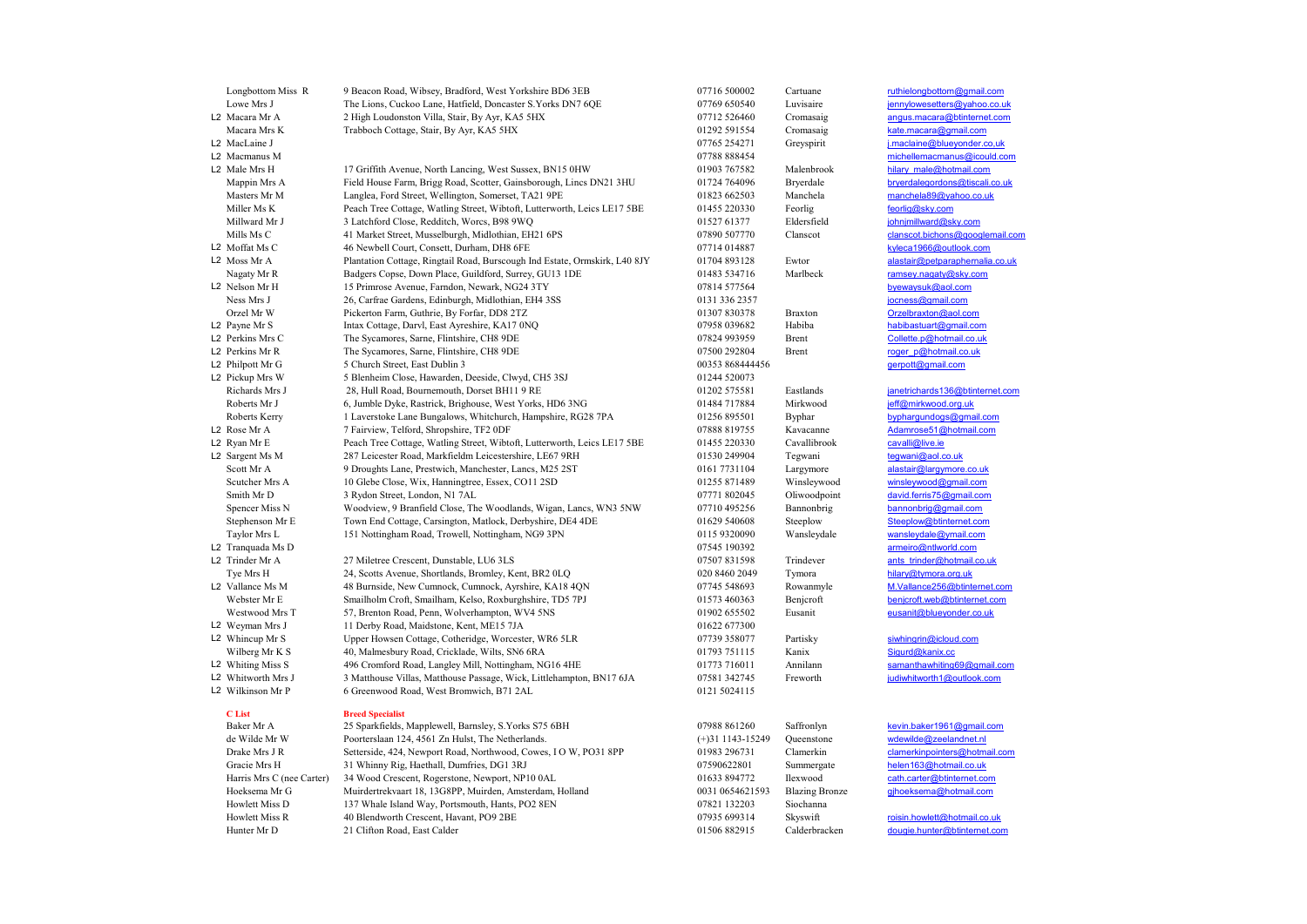| | Name | Address | Phone | Affix | Email |
|---|---|---|---|---|---|
| | Longbottom Miss R | 9 Beacon Road, Wibsey, Bradford, West Yorkshire BD6 3EB | 07716 500002 | Cartuane | ruthielongbottom@gmail.com |
| | Lowe Mrs J | The Lions, Cuckoo Lane, Hatfield, Doncaster S.Yorks DN7 6QE | 07769 650540 | Luvisaire | jennylowesetters@yahoo.co.uk |
| L2 | Macara Mr A | 2 High Loudonston Villa, Stair, By Ayr, KA5 5HX | 07712 526460 | Cromasaig | angus.macara@btinternet.com |
| | Macara Mrs K | Trabboch Cottage, Stair, By Ayr, KA5 5HX | 01292 591554 | Cromasaig | kate.macara@gmail.com |
| L2 | MacLaine J | | 07765 254271 | Greyspirit | j.maclaine@blueyonder.co.uk |
| L2 | Macmanus M | | 07788 888454 | | michellemacmanus@icould.com |
| L2 | Male Mrs H | 17 Griffith Avenue, North Lancing, West Sussex, BN15 0HW | 01903 767582 | Malenbrook | hilary_male@hotmail.com |
| | Mappin Mrs A | Field House Farm, Brigg Road, Scotter, Gainsborough, Lincs DN21 3HU | 01724 764096 | Bryerdale | bryerdalegordons@tiscali.co.uk |
| | Masters Mr M | Langlea, Ford Street, Wellington, Somerset, TA21 9PE | 01823 662503 | Manchela | manchela89@yahoo.co.uk |
| | Miller Ms K | Peach Tree Cottage, Watling Street, Wibtoft, Lutterworth, Leics LE17 5BE | 01455 220330 | Feorlig | feorlig@sky.com |
| | Millward Mr J | 3 Latchford Close, Redditch, Worcs, B98 9WQ | 01527 61377 | Eldersfield | johnjmillward@sky.com |
| | Mills Ms C | 41 Market Street, Musselburgh, Midlothian, EH21 6PS | 07890 507770 | Clanscot | clanscot.bichons@googlemail.com |
| L2 | Moffat Ms C | 46 Newbell Court, Consett, Durham, DH8 6FE | 07714 014887 | | kyleca1966@outlook.com |
| L2 | Moss Mr A | Plantation Cottage, Ringtail Road, Burscough Ind Estate, Ormskirk, L40 8JY | 01704 893128 | Ewtor | alastair@petparaphernalia.co.uk |
| | Nagaty Mr R | Badgers Copse, Down Place, Guildford, Surrey, GU13 1DE | 01483 534716 | Marlbeck | ramsey.nagaty@sky.com |
| L2 | Nelson Mr H | 15 Primrose Avenue, Farndon, Newark, NG24 3TY | 07814 577564 | | byewaysuk@aol.com |
| | Ness Mrs J | 26, Carfrae Gardens, Edinburgh, Midlothian, EH4 3SS | 0131 336 2357 | | jocness@gmail.com |
| | Orzel Mr W | Pickerton Farm, Guthrie, By Forfar, DD8 2TZ | 01307 830378 | Braxton | Orzelbraxton@aol.com |
| L2 | Payne Mr S | Intax Cottage, Darvl, East Ayreshire, KA17 0NQ | 07958 039682 | Habiba | habibastuart@gmail.com |
| L2 | Perkins Mrs C | The Sycamores, Sarne, Flintshire, CH8 9DE | 07824 993959 | Brent | Collette.p@hotmail.co.uk |
| L2 | Perkins Mr R | The Sycamores, Sarne, Flintshire, CH8 9DE | 07500 292804 | Brent | roger_p@hotmail.co.uk |
| L2 | Philpott Mr G | 5 Church Street, East Dublin 3 | 00353 868444456 | | gerpott@gmail.com |
| L2 | Pickup Mrs W | 5 Blenheim Close, Hawarden, Deeside, Clwyd, CH5 3SJ | 01244 520073 | | |
| | Richards Mrs J | 28, Hull Road, Bournemouth, Dorset BH11 9 RE | 01202 575581 | Eastlands | janetrichards136@btinternet.com |
| | Roberts Mr J | 6, Jumble Dyke, Rastrick, Brighouse, West Yorks, HD6 3NG | 01484 717884 | Mirkwood | jeff@mirkwood.org.uk |
| | Roberts Kerry | 1 Laverstoke Lane Bungalows, Whitchurch, Hampshire, RG28 7PA | 01256 895501 | Byphar | byphargundogs@gmail.com |
| L2 | Rose Mr A | 7 Fairview, Telford, Shropshire, TF2 0DF | 07888 819755 | Kavacanne | Adamrose51@hotmail.com |
| L2 | Ryan Mr E | Peach Tree Cottage, Watling Street, Wibtoft, Lutterworth, Leics LE17 5BE | 01455 220330 | Cavallibrook | cavalli@live.ie |
| L2 | Sargent Ms M | 287 Leicester Road, Markfieldm Leicestershire, LE67 9RH | 01530 249904 | Tegwani | tegwani@aol.co.uk |
| | Scott Mr A | 9 Droughts Lane, Prestwich, Manchester, Lancs, M25 2ST | 0161 7731104 | Largymore | alastair@largymore.co.uk |
| | Scutcher Mrs A | 10 Glebe Close, Wix, Hanningtree, Essex, CO11 2SD | 01255 871489 | Winsleywood | winsleywood@gmail.com |
| | Smith Mr D | 3 Rydon Street, London, N1 7AL | 07771 802045 | Oliwoodpoint | david.ferris75@gmail.com |
| | Spencer Miss N | Woodview, 9 Branfield Close, The Woodlands, Wigan, Lancs, WN3 5NW | 07710 495256 | Bannonbrig | bannonbrig@gmail.com |
| | Stephenson Mr E | Town End Cottage, Carsington, Matlock, Derbyshire, DE4 4DE | 01629 540608 | Steeplow | Steeplow@btinternet.com |
| | Taylor Mrs L | 151 Nottingham Road, Trowell, Nottingham, NG9 3PN | 0115 9320090 | Wansleydale | wansleydale@ymail.com |
| L2 | Tranquada Ms D | | 07545 190392 | | armeiro@ntlworld.com |
| L2 | Trinder Mr A | 27 Miletree Crescent, Dunstable, LU6 3LS | 07507 831598 | Trindever | ants_trinder@hotmail.co.uk |
| | Tye Mrs H | 24, Scotts Avenue, Shortlands, Bromley, Kent, BR2 0LQ | 020 8460 2049 | Tymora | hilary@tymora.org.uk |
| L2 | Vallance Ms M | 48 Burnside, New Cumnock, Cumnock, Ayrshire, KA18 4QN | 07745 548693 | Rowanmyle | M.Vallance256@btinternet.com |
| | Webster Mr E | Smailholm Croft, Smailham, Kelso, Roxburghshire, TD5 7PJ | 01573 460363 | Benjcroft | benjcroft.web@btinternet.com |
| | Westwood Mrs T | 57, Brenton Road, Penn, Wolverhampton, WV4 5NS | 01902 655502 | Eusanit | eusanit@blueyonder.co.uk |
| L2 | Weyman Mrs J | 11 Derby Road, Maidstone, Kent, ME15 7JA | 01622 677300 | | |
| L2 | Whincup Mr S | Upper Howsen Cottage, Cotheridge, Worcester, WR6 5LR | 07739 358077 | Partisky | siwhingrin@icloud.com |
| | Wilberg Mr K S | 40, Malmesbury Road, Cricklade, Wilts, SN6 6RA | 01793 751115 | Kanix | Sigurd@kanix.cc |
| L2 | Whiting Miss S | 496 Cromford Road, Langley Mill, Nottingham, NG16 4HE | 01773 716011 | Annilann | samanthawhiting69@gmail.com |
| L2 | Whitworth Mrs J | 3 Matthouse Villas, Matthouse Passage, Wick, Littlehampton, BN17 6JA | 07581 342745 | Freworth | judiwhitworth1@outlook.com |
| L2 | Wilkinson Mr P | 6 Greenwood Road, West Bromwich, B71 2AL | 0121 5024115 | | |

| C List | Breed Specialist | | | |
|---|---|---|---|---|
| Baker Mr A | 25 Sparkfields, Mapplewell, Barnsley, S.Yorks S75 6BH | 07988 861260 | Saffronlyn | kevin.baker1961@gmail.com |
| de Wilde Mr W | Poortersiaan 124, 4561 Zn Hulst, The Netherlands. | (+)31 1143-15249 | Queenstone | wdewilde@zeelandnet.nl |
| Drake Mrs J R | Setterside, 424, Newport Road, Northwood, Cowes, I O W, PO31 8PP | 01983 296731 | Clamerkin | clamerkinpointers@hotmail.com |
| Gracie Mrs H | 31 Whinny Rig, Haethall, Dumfries, DG1 3RJ | 07590622801 | Summergate | helen163@hotmail.co.uk |
| Harris Mrs C (nee Carter) | 34 Wood Crescent, Rogerstone, Newport, NP10 0AL | 01633 894772 | Ilexwood | cath.carter@btinternet.com |
| Hoeksema Mr G | Muirdertrekvaart 18, 13G8PP, Muirden, Amsterdam, Holland | 0031 0654621593 | Blazing Bronze | gjhoeksema@hotmail.com |
| Howlett Miss D | 137 Whale Island Way, Portsmouth, Hants, PO2 8EN | 07821 132203 | Siochanna | |
| Howlett Miss R | 40 Blendworth Crescent, Havant, PO9 2BE | 07935 699314 | Skyswift | roisin.howlett@hotmail.co.uk |
| Hunter Mr D | 21 Clifton Road, East Calder | 01506 882915 | Calderbracken | dougie.hunter@btinternet.com |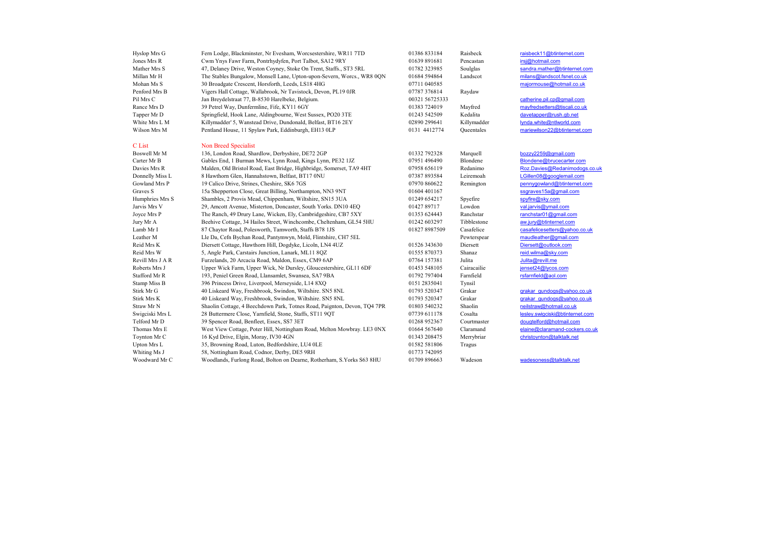| | | | | |
|---|---|---|---|---|
| Hyslop Mrs G | Fern Lodge, Blackminster, Nr Evesham, Worcsestershire, WR11 7TD | 01386 833184 | Raisbeck | raisbeck11@btinternet.com |
| Jones Mrs R | Cwm Ynys Fawr Farm, Pontrhydyfen, Port Talbot, SA12 9RY | 01639 891681 | Pencastan | irsj@hotmail.com |
| Mather Mrs S | 47, Delaney Drive, Weston Coyney, Stoke On Trent, Staffs., ST3 5RL | 01782 323985 | Soulglas | sandra.mather@btinternet.com |
| Millan Mr H | The Stables Bungalow, Monsell Lane, Upton-upon-Severn, Worcs., WR8 0QN | 01684 594864 | Landscot | milans@landscot.fsnet.co.uk |
| Mohan Ms S | 30 Broadgate Crescent, Horsforth, Leeds, LS18 4HG | 07711 040585 | | majormouse@hotmail.co.uk |
| Penford Mrs B | Vigers Hall Cottage, Wallabrook, Nr Tavistock, Devon, PL19 0JR | 07787 376814 | Raydaw | |
| Pil Mrs C | Jan Breydelstraat 77, B-8530 Harelbeke, Belgium. | 00321 56725333 | | catherine.pil.cp@gmail.com |
| Rance Mrs D | 39 Petrel Way, Dunfermline, Fife, KY11 6GY | 01383 724019 | Mayfred | mayfredsetters@tiscali.co.uk |
| Tapper Mr D | Springfield, Hook Lane, Aldingbourne, West Sussex, PO20 3TE | 01243 542509 | Kedalita | davetapper@rush.gb.net |
| White Mrs L M | Killymadder' 5, Wanstead Drive, Dundonald, Belfast, BT16 2EY | 02890 299641 | Killymadder | lynda.white@ntlworld.com |
| Wilson Mrs M | Pentland House, 11 Spylaw Park, Eddinburgh, EH13 0LP | 0131 4412774 | Queentales | mariewilson22@btinternet.com |

## C List — Non Breed Specialist

| | | | | |
|---|---|---|---|---|
| Boswell Mr M | 136, London Road, Shardlow, Derbyshire, DE72 2GP | 01332 792328 | Marquell | bozzy2259@gmail.com |
| Carter Mr B | Gables End, 1 Burman Mews, Lynn Road, Kings Lynn, PE32 1JZ | 07951 496490 | Blondene | Blondene@brucecarter.com |
| Davies Mrs R | Malden, Old Bristol Road, East Bridge, Highbridge, Somerset, TA9 4HT | 07958 656119 | Redanimo | Roz.Davies@Redanimodogs.co.uk |
| Donnelly Miss L | 8 Hawthorn Glen, Hannahstown, Belfast, BT17 0NU | 07387 893584 | Leiremoah | LGillen08@googlemail.com |
| Gowland Mrs P | 19 Calico Drive, Strines, Cheshire, SK6 7GS | 07970 860622 | Remington | pennygowland@btinternet.com |
| Graves S | 15a Shepperton Close, Great Billing, Northampton, NN3 9NT | 01604 401167 | | ssgraves15a@gmail.com |
| Humphries Mrs S | Shambles, 2 Provis Mead, Chippenham, Wiltshire, SN15 3UA | 01249 654217 | Spyefire | spyfire@sky.com |
| Jarvis Mrs V | 29, Amcott Avenue, Misterton, Doncaster, South Yorks. DN10 4EQ | 01427 89717 | Lowdon | val.jarvis@ymail.com |
| Joyce Mrs P | The Ranch, 49 Drury Lane, Wicken, Ely, Cambridgeshire, CB7 5XY | 01353 624443 | Ranchstar | ranchstar01@gmail.com |
| Jury Mr A | Beehive Cottage, 34 Hailes Street, Winchcombe, Cheltenham, GL54 5HU | 01242 603297 | Tibblestone | aw.jury@btinternet.com |
| Lamb Mr I | 87 Chaytor Road, Polesworth, Tamworth, Staffs B78 1JS | 01827 8987509 | Casafelice | casafelicesetters@yahoo.co.uk |
| Leather M | Lle Da, Cefn Bychan Road, Pantymwyn, Mold, Flintshire, CH7 5EL | | Pewterspear | maudleather@gmail.com |
| Reid Mrs K | Diersett Cottage, Hawthorn Hill, Dogdyke, Licoln, LN4 4UZ | 01526 343630 | Diersett | Diersett@outlook.com |
| Reid Mrs W | 5, Angle Park, Carstairs Junction, Lanark, ML11 8QZ | 01555 870373 | Shanaz | reid.wilma@sky.com |
| Revill Mrs J A R | Furzelands, 20 Arcacia Road, Maldon, Essex, CM9 6AP | 07764 157381 | Julita | Julita@revill.me |
| Roberts Mrs J | Upper Wick Farm, Upper Wick, Nr Dursley, Gloucestershire, GL11 6DF | 01453 548105 | Cairacailie | jenset24@lycos.com |
| Stafford Mr R | 193, Peniel Green Road, Llansamlet, Swansea, SA7 9BA | 01792 797404 | Farnfield | rsfarnfield@aol.com |
| Stamp Miss B | 396 Princess Drive, Liverpool, Merseyside, L14 8XQ | 0151 2835041 | Tynsil | |
| Stirk Mr G | 40 Liskeard Way, Freshbrook, Swindon, Wiltshire. SN5 8NL | 01793 520347 | Grakar | grakar_gundogs@yahoo.co.uk |
| Stirk Mrs K | 40 Liskeard Way, Freshbrook, Swindon, Wiltshire. SN5 8NL | 01793 520347 | Grakar | grakar_gundogs@yahoo.co.uk |
| Straw Mr N | Shaolin Cottage, 4 Beechdown Park, Totnes Road, Paignton, Devon, TQ4 7PR | 01803 540232 | Shaolin | neilstraw@hotmail.co.uk |
| Swigciski Mrs L | 28 Buttermere Close, Yarnfield, Stone, Staffs, ST11 9QT | 07739 611178 | Cosalta | lesley.swigciski@btinternet.com |
| Telford Mr D | 39 Spencer Road, Benfleet, Essex, SS7 3ET | 01268 952367 | Courtmaster | dougtelford@hotmail.com |
| Thomas Mrs E | West View Cottage, Poter Hill, Nottingham Road, Melton Mowbray. LE3 0NX | 01664 567640 | Claramand | elaine@claramand-cockers.co.uk |
| Toynton Mr C | 16 Kyd Drive, Elgin, Moray, IV30 4GN | 01343 208475 | Merrybriar | christoynton@talktalk.net |
| Upton Mrs L | 35, Browning Road, Luton, Bedfordshire, LU4 0LE | 01582 581806 | Tragus | |
| Whiting Ms J | 58, Nottingham Road, Codnor, Derby, DE5 9RH | 01773 742095 | | |
| Woodward Mr C | Woodlands, Furlong Road, Bolton on Dearne, Rotherham, S.Yorks S63 8HU | 01709 896663 | Wadeson | wadesoness@talktalk.net |